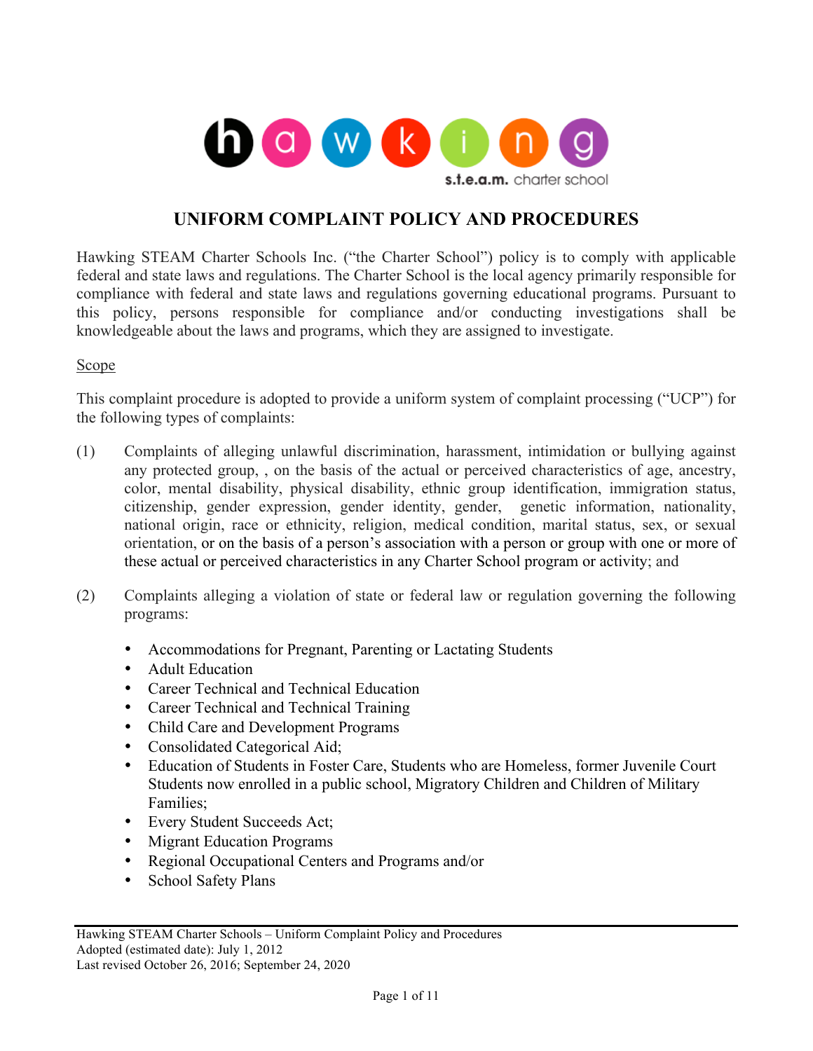# UNIFORM COMPLAINT POLICY AND PROCEDURES

Hawking STEAM Charter Schools Inc. ("the Charter School") policy is to comply with applicable federal and state laws and regulations. The Charter School is the local agency primarily responsible for compliance with federal and state laws and regulations governing educational programs. Pursuant to this policy, persons responsible for compliance and/or conducting investigations shall be knowledgeable about the laws and programs, which they are assigned to investigate.

Scope

This complaint procedure is adopted to provide a uniform system of complaint processing ("UCP") for the following types of complaints:

(1) Complaints of alleging unlawful discrimination, harassment, intimidation or bullying against any protected group, , on the basis of the actual or perceived characteristics of age, ancestry, color, mental disability, physical disability, ethnic group identification, immigration status, citizenship, gender expression, gender identity, gender, genetic information, nationality, national origin, race or ethnicity, religion, medical condition, marital status, sex, or sexual orientation, or on the basis of a person's association with a person or group with one or more of these actual or perceived characteristics in any Charter School program or activity; and

(2) Complaints alleging a violation of state or federal law or regulation governing the following programs:

- Accommodations for Pregnant, Parenting or Lactating Students
- Adult Education
- Career Technical and Technical Education
- Career Technical and Technical Training
- Child Care and Development Programs
- Consolidated Categorical Aid;
- Education of Students in Foster Care, Students who are Homeless, former Juvenile Court Students now enrolled in a public school, Migratory Children and Children of Military Families;
- Every Student Succeeds Act;
- Migrant Education Programs
- Regional Occupational Centers and Programs and/or
- School Safety Plans

Hawking STEAM Charter Schools – Uniform Complaint Policy and Procedures
Adopted (estimated date): July 1, 2012
Last revised October 26, 2016; September 24, 2020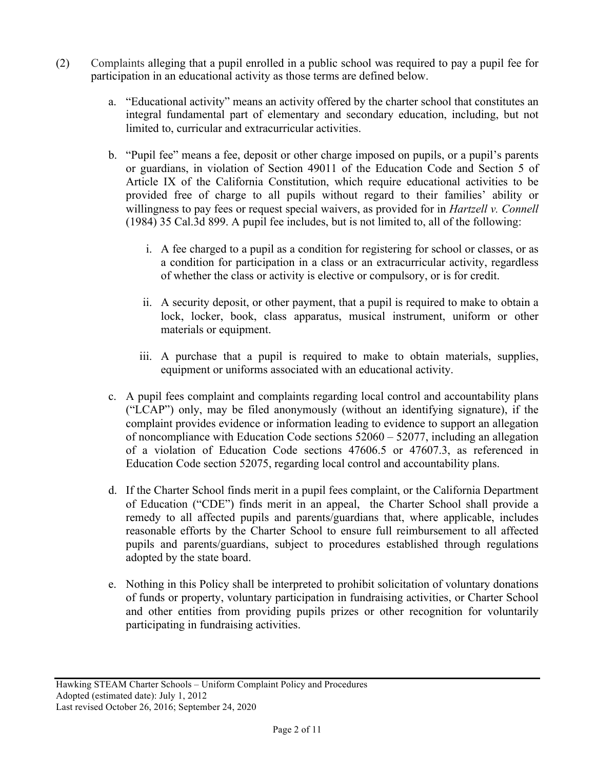(2) Complaints alleging that a pupil enrolled in a public school was required to pay a pupil fee for participation in an educational activity as those terms are defined below.

   a. "Educational activity" means an activity offered by the charter school that constitutes an integral fundamental part of elementary and secondary education, including, but not limited to, curricular and extracurricular activities.

   b. "Pupil fee" means a fee, deposit or other charge imposed on pupils, or a pupil's parents or guardians, in violation of Section 49011 of the Education Code and Section 5 of Article IX of the California Constitution, which require educational activities to be provided free of charge to all pupils without regard to their families' ability or willingness to pay fees or request special waivers, as provided for in *Hartzell v. Connell* (1984) 35 Cal.3d 899. A pupil fee includes, but is not limited to, all of the following:

      i. A fee charged to a pupil as a condition for registering for school or classes, or as a condition for participation in a class or an extracurricular activity, regardless of whether the class or activity is elective or compulsory, or is for credit.

      ii. A security deposit, or other payment, that a pupil is required to make to obtain a lock, locker, book, class apparatus, musical instrument, uniform or other materials or equipment.

      iii. A purchase that a pupil is required to make to obtain materials, supplies, equipment or uniforms associated with an educational activity.

   c. A pupil fees complaint and complaints regarding local control and accountability plans ("LCAP") only, may be filed anonymously (without an identifying signature), if the complaint provides evidence or information leading to evidence to support an allegation of noncompliance with Education Code sections 52060 – 52077, including an allegation of a violation of Education Code sections 47606.5 or 47607.3, as referenced in Education Code section 52075, regarding local control and accountability plans.

   d. If the Charter School finds merit in a pupil fees complaint, or the California Department of Education ("CDE") finds merit in an appeal, the Charter School shall provide a remedy to all affected pupils and parents/guardians that, where applicable, includes reasonable efforts by the Charter School to ensure full reimbursement to all affected pupils and parents/guardians, subject to procedures established through regulations adopted by the state board.

   e. Nothing in this Policy shall be interpreted to prohibit solicitation of voluntary donations of funds or property, voluntary participation in fundraising activities, or Charter School and other entities from providing pupils prizes or other recognition for voluntarily participating in fundraising activities.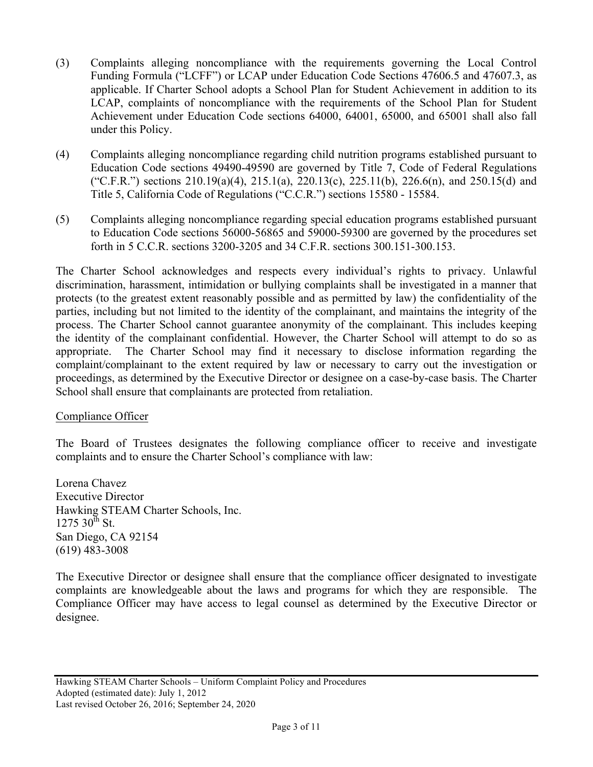(3) Complaints alleging noncompliance with the requirements governing the Local Control Funding Formula ("LCFF") or LCAP under Education Code Sections 47606.5 and 47607.3, as applicable. If Charter School adopts a School Plan for Student Achievement in addition to its LCAP, complaints of noncompliance with the requirements of the School Plan for Student Achievement under Education Code sections 64000, 64001, 65000, and 65001 shall also fall under this Policy.

(4) Complaints alleging noncompliance regarding child nutrition programs established pursuant to Education Code sections 49490-49590 are governed by Title 7, Code of Federal Regulations ("C.F.R.") sections 210.19(a)(4), 215.1(a), 220.13(c), 225.11(b), 226.6(n), and 250.15(d) and Title 5, California Code of Regulations ("C.C.R.") sections 15580 - 15584.

(5) Complaints alleging noncompliance regarding special education programs established pursuant to Education Code sections 56000-56865 and 59000-59300 are governed by the procedures set forth in 5 C.C.R. sections 3200-3205 and 34 C.F.R. sections 300.151-300.153.

The Charter School acknowledges and respects every individual's rights to privacy. Unlawful discrimination, harassment, intimidation or bullying complaints shall be investigated in a manner that protects (to the greatest extent reasonably possible and as permitted by law) the confidentiality of the parties, including but not limited to the identity of the complainant, and maintains the integrity of the process. The Charter School cannot guarantee anonymity of the complainant. This includes keeping the identity of the complainant confidential. However, the Charter School will attempt to do so as appropriate. The Charter School may find it necessary to disclose information regarding the complaint/complainant to the extent required by law or necessary to carry out the investigation or proceedings, as determined by the Executive Director or designee on a case-by-case basis. The Charter School shall ensure that complainants are protected from retaliation.

Compliance Officer

The Board of Trustees designates the following compliance officer to receive and investigate complaints and to ensure the Charter School's compliance with law:

Lorena Chavez
Executive Director
Hawking STEAM Charter Schools, Inc.
1275 30th St.
San Diego, CA 92154
(619) 483-3008

The Executive Director or designee shall ensure that the compliance officer designated to investigate complaints are knowledgeable about the laws and programs for which they are responsible. The Compliance Officer may have access to legal counsel as determined by the Executive Director or designee.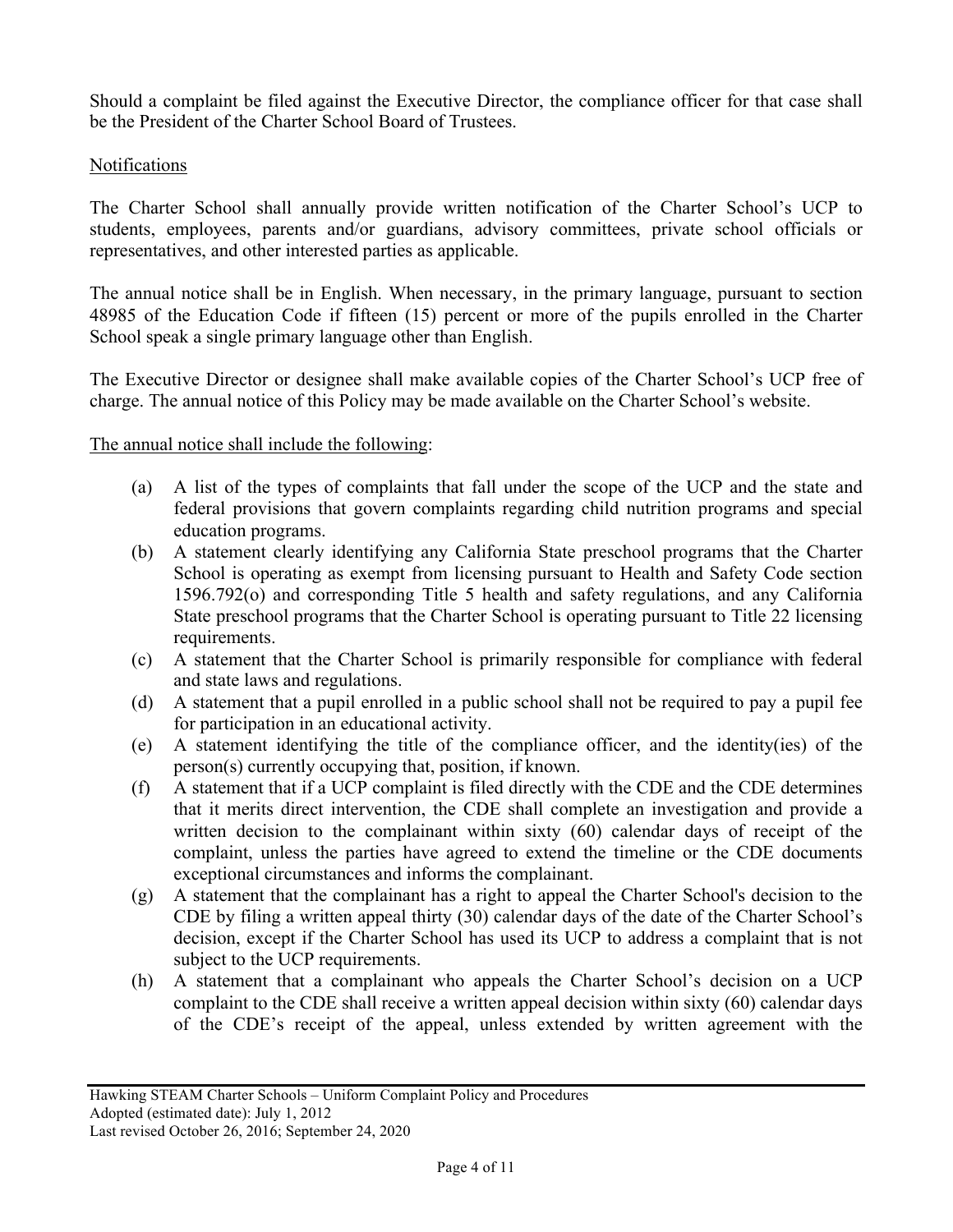Should a complaint be filed against the Executive Director, the compliance officer for that case shall be the President of the Charter School Board of Trustees.

Notifications

The Charter School shall annually provide written notification of the Charter School's UCP to students, employees, parents and/or guardians, advisory committees, private school officials or representatives, and other interested parties as applicable.

The annual notice shall be in English. When necessary, in the primary language, pursuant to section 48985 of the Education Code if fifteen (15) percent or more of the pupils enrolled in the Charter School speak a single primary language other than English.

The Executive Director or designee shall make available copies of the Charter School's UCP free of charge. The annual notice of this Policy may be made available on the Charter School's website.

The annual notice shall include the following:

(a) A list of the types of complaints that fall under the scope of the UCP and the state and federal provisions that govern complaints regarding child nutrition programs and special education programs.
(b) A statement clearly identifying any California State preschool programs that the Charter School is operating as exempt from licensing pursuant to Health and Safety Code section 1596.792(o) and corresponding Title 5 health and safety regulations, and any California State preschool programs that the Charter School is operating pursuant to Title 22 licensing requirements.
(c) A statement that the Charter School is primarily responsible for compliance with federal and state laws and regulations.
(d) A statement that a pupil enrolled in a public school shall not be required to pay a pupil fee for participation in an educational activity.
(e) A statement identifying the title of the compliance officer, and the identity(ies) of the person(s) currently occupying that, position, if known.
(f) A statement that if a UCP complaint is filed directly with the CDE and the CDE determines that it merits direct intervention, the CDE shall complete an investigation and provide a written decision to the complainant within sixty (60) calendar days of receipt of the complaint, unless the parties have agreed to extend the timeline or the CDE documents exceptional circumstances and informs the complainant.
(g) A statement that the complainant has a right to appeal the Charter School's decision to the CDE by filing a written appeal thirty (30) calendar days of the date of the Charter School's decision, except if the Charter School has used its UCP to address a complaint that is not subject to the UCP requirements.
(h) A statement that a complainant who appeals the Charter School's decision on a UCP complaint to the CDE shall receive a written appeal decision within sixty (60) calendar days of the CDE's receipt of the appeal, unless extended by written agreement with the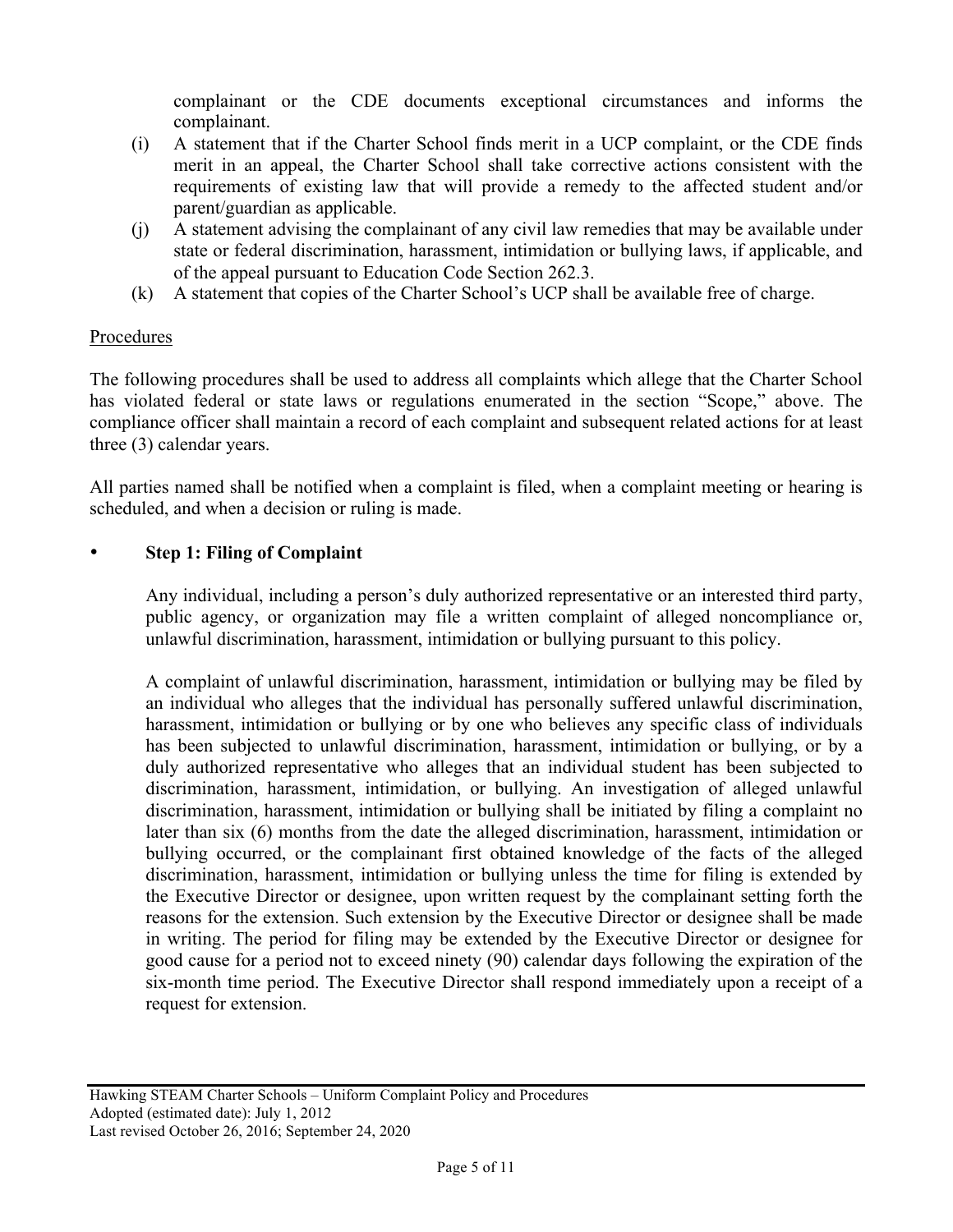complainant or the CDE documents exceptional circumstances and informs the complainant.

(i) A statement that if the Charter School finds merit in a UCP complaint, or the CDE finds merit in an appeal, the Charter School shall take corrective actions consistent with the requirements of existing law that will provide a remedy to the affected student and/or parent/guardian as applicable.

(j) A statement advising the complainant of any civil law remedies that may be available under state or federal discrimination, harassment, intimidation or bullying laws, if applicable, and of the appeal pursuant to Education Code Section 262.3.

(k) A statement that copies of the Charter School's UCP shall be available free of charge.

Procedures

The following procedures shall be used to address all complaints which allege that the Charter School has violated federal or state laws or regulations enumerated in the section "Scope," above. The compliance officer shall maintain a record of each complaint and subsequent related actions for at least three (3) calendar years.

All parties named shall be notified when a complaint is filed, when a complaint meeting or hearing is scheduled, and when a decision or ruling is made.

- **Step 1: Filing of Complaint**

  Any individual, including a person's duly authorized representative or an interested third party, public agency, or organization may file a written complaint of alleged noncompliance or, unlawful discrimination, harassment, intimidation or bullying pursuant to this policy.

  A complaint of unlawful discrimination, harassment, intimidation or bullying may be filed by an individual who alleges that the individual has personally suffered unlawful discrimination, harassment, intimidation or bullying or by one who believes any specific class of individuals has been subjected to unlawful discrimination, harassment, intimidation or bullying, or by a duly authorized representative who alleges that an individual student has been subjected to discrimination, harassment, intimidation, or bullying. An investigation of alleged unlawful discrimination, harassment, intimidation or bullying shall be initiated by filing a complaint no later than six (6) months from the date the alleged discrimination, harassment, intimidation or bullying occurred, or the complainant first obtained knowledge of the facts of the alleged discrimination, harassment, intimidation or bullying unless the time for filing is extended by the Executive Director or designee, upon written request by the complainant setting forth the reasons for the extension. Such extension by the Executive Director or designee shall be made in writing. The period for filing may be extended by the Executive Director or designee for good cause for a period not to exceed ninety (90) calendar days following the expiration of the six-month time period. The Executive Director shall respond immediately upon a receipt of a request for extension.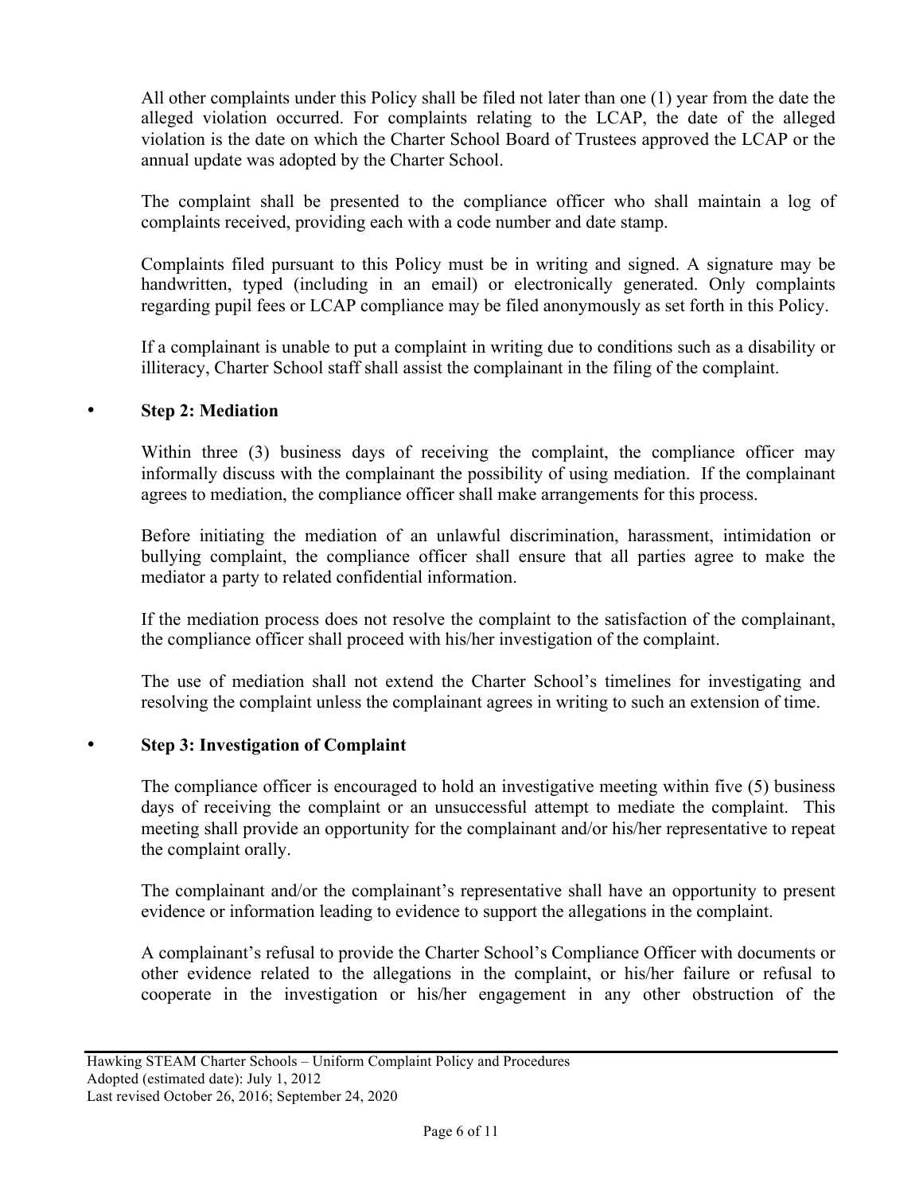All other complaints under this Policy shall be filed not later than one (1) year from the date the alleged violation occurred. For complaints relating to the LCAP, the date of the alleged violation is the date on which the Charter School Board of Trustees approved the LCAP or the annual update was adopted by the Charter School.

The complaint shall be presented to the compliance officer who shall maintain a log of complaints received, providing each with a code number and date stamp.

Complaints filed pursuant to this Policy must be in writing and signed. A signature may be handwritten, typed (including in an email) or electronically generated. Only complaints regarding pupil fees or LCAP compliance may be filed anonymously as set forth in this Policy.

If a complainant is unable to put a complaint in writing due to conditions such as a disability or illiteracy, Charter School staff shall assist the complainant in the filing of the complaint.

- **Step 2: Mediation**

Within three (3) business days of receiving the complaint, the compliance officer may informally discuss with the complainant the possibility of using mediation. If the complainant agrees to mediation, the compliance officer shall make arrangements for this process.

Before initiating the mediation of an unlawful discrimination, harassment, intimidation or bullying complaint, the compliance officer shall ensure that all parties agree to make the mediator a party to related confidential information.

If the mediation process does not resolve the complaint to the satisfaction of the complainant, the compliance officer shall proceed with his/her investigation of the complaint.

The use of mediation shall not extend the Charter School's timelines for investigating and resolving the complaint unless the complainant agrees in writing to such an extension of time.

- **Step 3: Investigation of Complaint**

The compliance officer is encouraged to hold an investigative meeting within five (5) business days of receiving the complaint or an unsuccessful attempt to mediate the complaint. This meeting shall provide an opportunity for the complainant and/or his/her representative to repeat the complaint orally.

The complainant and/or the complainant's representative shall have an opportunity to present evidence or information leading to evidence to support the allegations in the complaint.

A complainant's refusal to provide the Charter School's Compliance Officer with documents or other evidence related to the allegations in the complaint, or his/her failure or refusal to cooperate in the investigation or his/her engagement in any other obstruction of the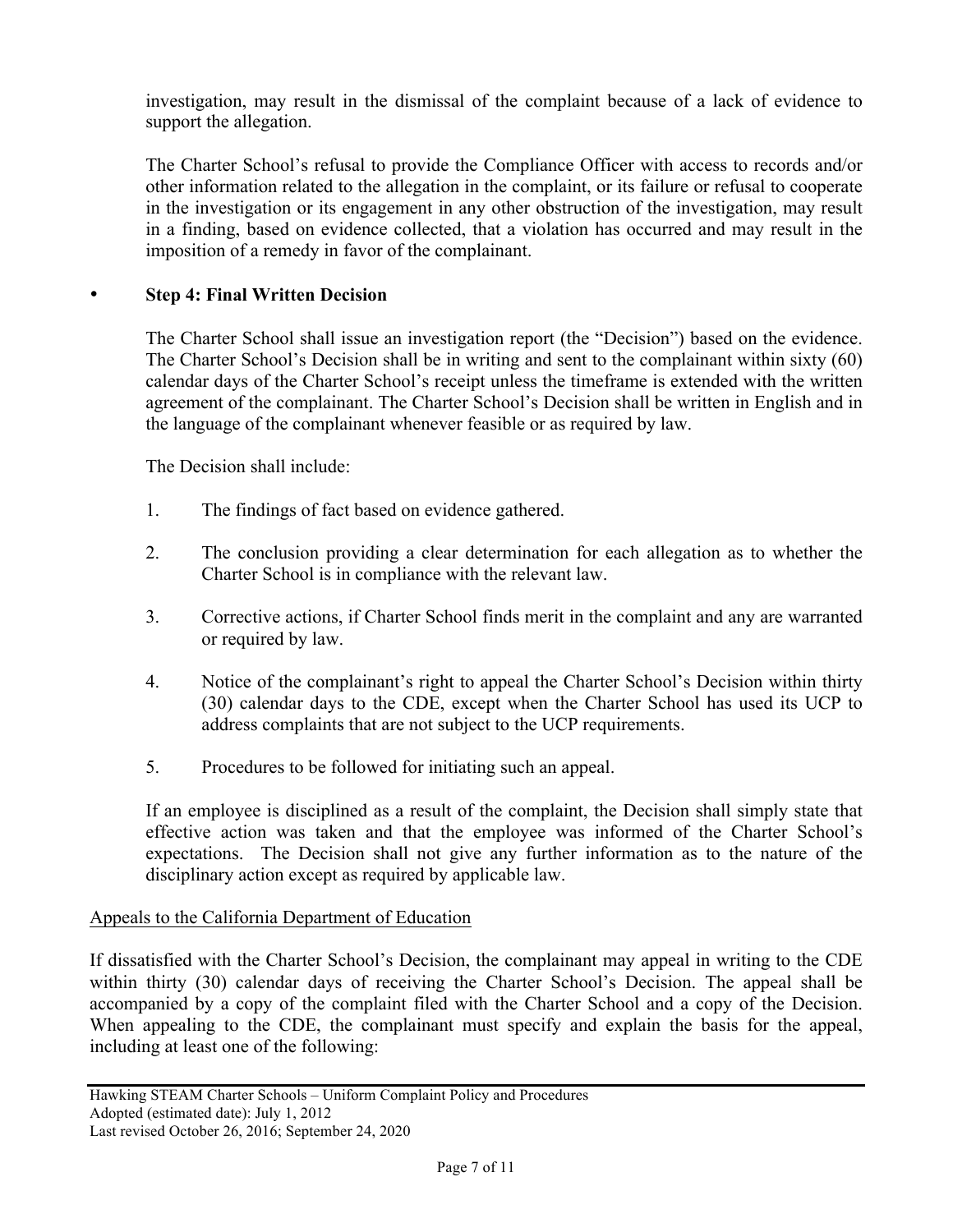investigation, may result in the dismissal of the complaint because of a lack of evidence to support the allegation.

The Charter School's refusal to provide the Compliance Officer with access to records and/or other information related to the allegation in the complaint, or its failure or refusal to cooperate in the investigation or its engagement in any other obstruction of the investigation, may result in a finding, based on evidence collected, that a violation has occurred and may result in the imposition of a remedy in favor of the complainant.

- **Step 4: Final Written Decision**

  The Charter School shall issue an investigation report (the "Decision") based on the evidence. The Charter School's Decision shall be in writing and sent to the complainant within sixty (60) calendar days of the Charter School's receipt unless the timeframe is extended with the written agreement of the complainant. The Charter School's Decision shall be written in English and in the language of the complainant whenever feasible or as required by law.

  The Decision shall include:

  1. The findings of fact based on evidence gathered.
  2. The conclusion providing a clear determination for each allegation as to whether the Charter School is in compliance with the relevant law.
  3. Corrective actions, if Charter School finds merit in the complaint and any are warranted or required by law.
  4. Notice of the complainant's right to appeal the Charter School's Decision within thirty (30) calendar days to the CDE, except when the Charter School has used its UCP to address complaints that are not subject to the UCP requirements.
  5. Procedures to be followed for initiating such an appeal.

  If an employee is disciplined as a result of the complaint, the Decision shall simply state that effective action was taken and that the employee was informed of the Charter School's expectations. The Decision shall not give any further information as to the nature of the disciplinary action except as required by applicable law.

Appeals to the California Department of Education

If dissatisfied with the Charter School's Decision, the complainant may appeal in writing to the CDE within thirty (30) calendar days of receiving the Charter School's Decision. The appeal shall be accompanied by a copy of the complaint filed with the Charter School and a copy of the Decision. When appealing to the CDE, the complainant must specify and explain the basis for the appeal, including at least one of the following: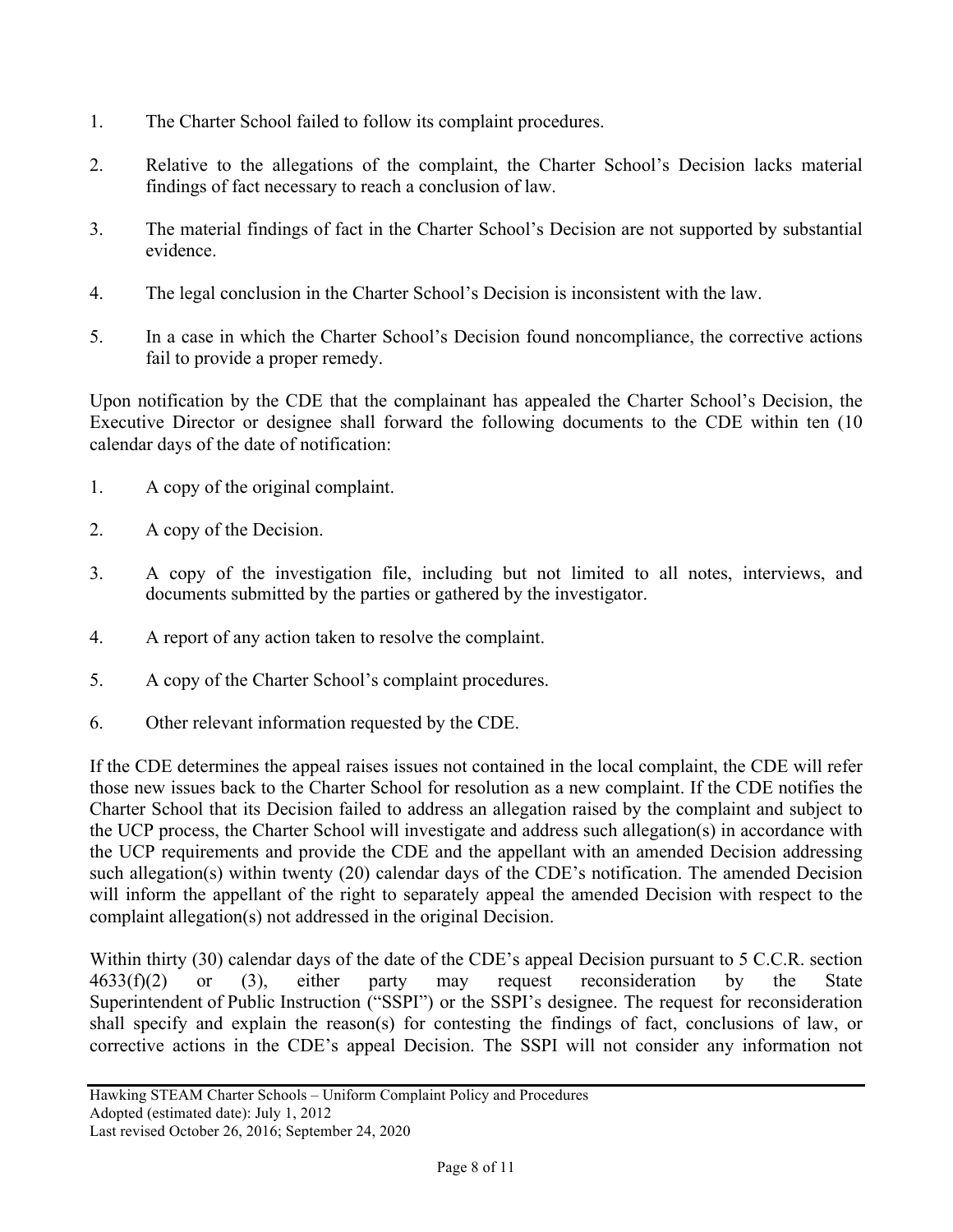1. The Charter School failed to follow its complaint procedures.

2. Relative to the allegations of the complaint, the Charter School's Decision lacks material findings of fact necessary to reach a conclusion of law.

3. The material findings of fact in the Charter School's Decision are not supported by substantial evidence.

4. The legal conclusion in the Charter School's Decision is inconsistent with the law.

5. In a case in which the Charter School's Decision found noncompliance, the corrective actions fail to provide a proper remedy.

Upon notification by the CDE that the complainant has appealed the Charter School's Decision, the Executive Director or designee shall forward the following documents to the CDE within ten (10 calendar days of the date of notification:

1. A copy of the original complaint.

2. A copy of the Decision.

3. A copy of the investigation file, including but not limited to all notes, interviews, and documents submitted by the parties or gathered by the investigator.

4. A report of any action taken to resolve the complaint.

5. A copy of the Charter School's complaint procedures.

6. Other relevant information requested by the CDE.

If the CDE determines the appeal raises issues not contained in the local complaint, the CDE will refer those new issues back to the Charter School for resolution as a new complaint. If the CDE notifies the Charter School that its Decision failed to address an allegation raised by the complaint and subject to the UCP process, the Charter School will investigate and address such allegation(s) in accordance with the UCP requirements and provide the CDE and the appellant with an amended Decision addressing such allegation(s) within twenty (20) calendar days of the CDE's notification. The amended Decision will inform the appellant of the right to separately appeal the amended Decision with respect to the complaint allegation(s) not addressed in the original Decision.

Within thirty (30) calendar days of the date of the CDE's appeal Decision pursuant to 5 C.C.R. section 4633(f)(2) or (3), either party may request reconsideration by the State Superintendent of Public Instruction ("SSPI") or the SSPI's designee. The request for reconsideration shall specify and explain the reason(s) for contesting the findings of fact, conclusions of law, or corrective actions in the CDE's appeal Decision. The SSPI will not consider any information not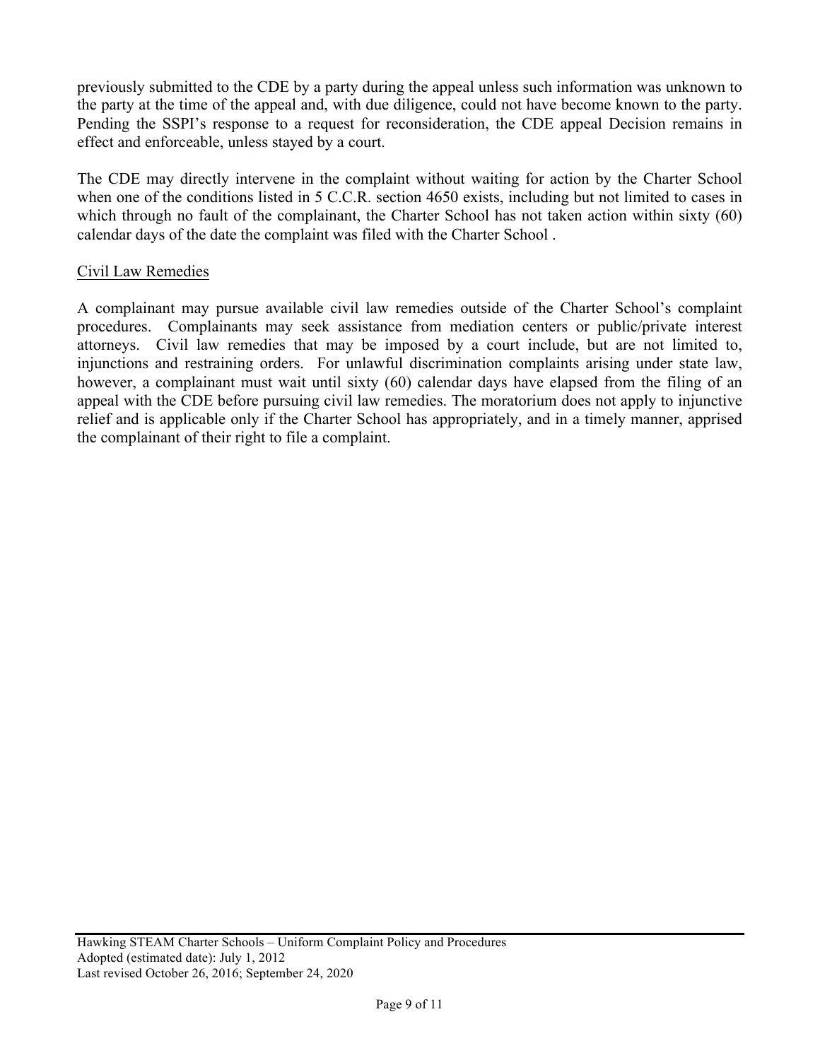previously submitted to the CDE by a party during the appeal unless such information was unknown to the party at the time of the appeal and, with due diligence, could not have become known to the party. Pending the SSPI's response to a request for reconsideration, the CDE appeal Decision remains in effect and enforceable, unless stayed by a court.

The CDE may directly intervene in the complaint without waiting for action by the Charter School when one of the conditions listed in 5 C.C.R. section 4650 exists, including but not limited to cases in which through no fault of the complainant, the Charter School has not taken action within sixty (60) calendar days of the date the complaint was filed with the Charter School .

Civil Law Remedies

A complainant may pursue available civil law remedies outside of the Charter School's complaint procedures. Complainants may seek assistance from mediation centers or public/private interest attorneys. Civil law remedies that may be imposed by a court include, but are not limited to, injunctions and restraining orders. For unlawful discrimination complaints arising under state law, however, a complainant must wait until sixty (60) calendar days have elapsed from the filing of an appeal with the CDE before pursuing civil law remedies. The moratorium does not apply to injunctive relief and is applicable only if the Charter School has appropriately, and in a timely manner, apprised the complainant of their right to file a complaint.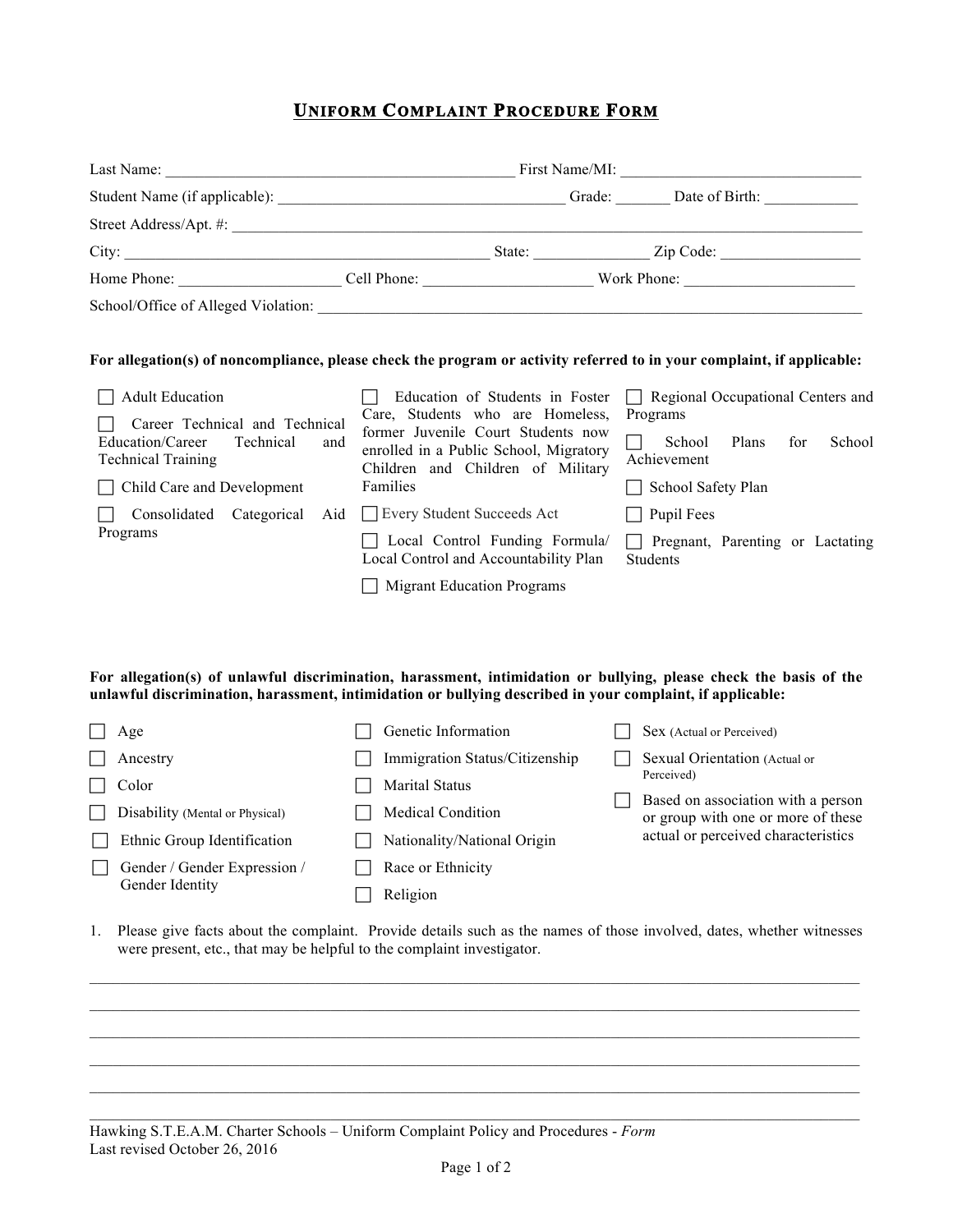# UNIFORM COMPLAINT PROCEDURE FORM

Last Name: _______________________________________________ First Name/MI: _______________________________

Student Name (if applicable): ____________________________________ Grade: _______ Date of Birth: ____________

Street Address/Apt. #: _______________________________________________________________________________

City: _____________________________________________ State: _______________ Zip Code: __________________

Home Phone: ____________________ Cell Phone: _____________________ Work Phone: _____________________

School/Office of Alleged Violation: _______________________________________________________________

**For allegation(s) of noncompliance, please check the program or activity referred to in your complaint, if applicable:**

- ☐ Adult Education
- ☐ Career Technical and Technical Education/Career Technical and Technical Training
- ☐ Child Care and Development
- ☐ Consolidated Categorical Aid Programs
- ☐ Education of Students in Foster Care, Students who are Homeless, former Juvenile Court Students now enrolled in a Public School, Migratory Children and Children of Military Families
- ☐ Every Student Succeeds Act
- ☐ Local Control Funding Formula/ Local Control and Accountability Plan
- ☐ Migrant Education Programs
- ☐ Regional Occupational Centers and Programs
- ☐ School Plans for School Achievement
- ☐ School Safety Plan
- ☐ Pupil Fees
- ☐ Pregnant, Parenting or Lactating Students

**For allegation(s) of unlawful discrimination, harassment, intimidation or bullying, please check the basis of the unlawful discrimination, harassment, intimidation or bullying described in your complaint, if applicable:**

- ☐ Age
- ☐ Ancestry
- ☐ Color
- ☐ Disability (Mental or Physical)
- ☐ Ethnic Group Identification
- ☐ Gender / Gender Expression / Gender Identity
- ☐ Genetic Information
- ☐ Immigration Status/Citizenship
- ☐ Marital Status
- ☐ Medical Condition
- ☐ Nationality/National Origin
- ☐ Race or Ethnicity
- ☐ Religion
- ☐ Sex (Actual or Perceived)
- ☐ Sexual Orientation (Actual or Perceived)
- ☐ Based on association with a person or group with one or more of these actual or perceived characteristics

1. Please give facts about the complaint. Provide details such as the names of those involved, dates, whether witnesses were present, etc., that may be helpful to the complaint investigator.

____________________________________________________________________________________________________

____________________________________________________________________________________________________

____________________________________________________________________________________________________

____________________________________________________________________________________________________

____________________________________________________________________________________________________

____________________________________________________________________________________________________

Hawking S.T.E.A.M. Charter Schools – Uniform Complaint Policy and Procedures - *Form*
Last revised October 26, 2016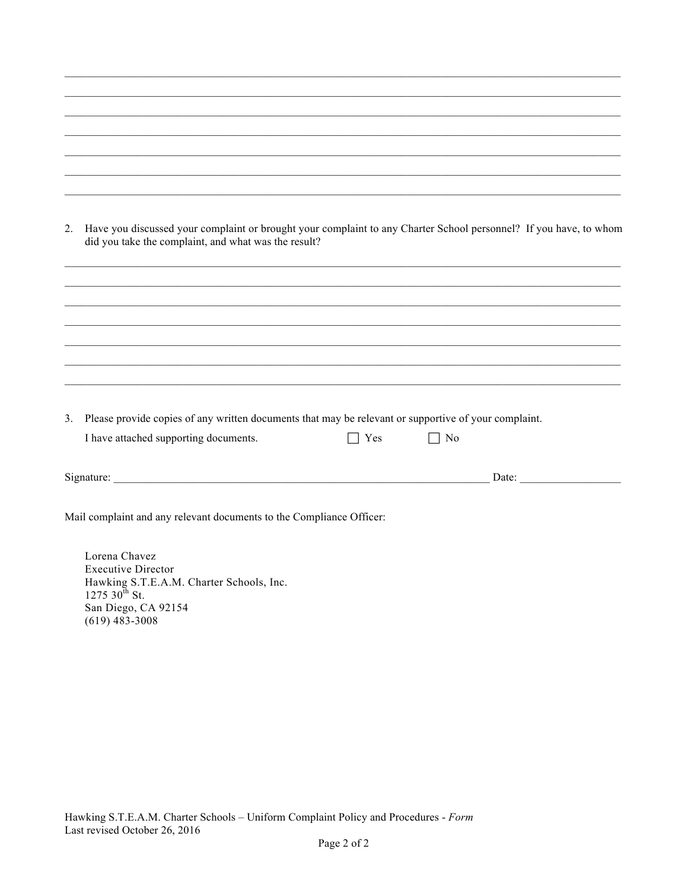\_\_\_\_\_\_\_\_\_\_\_\_\_\_\_\_\_\_\_\_\_\_\_\_\_\_\_\_\_\_\_\_\_\_\_\_\_\_\_\_\_\_\_\_\_\_\_\_\_\_\_\_\_\_\_\_\_\_\_\_\_\_\_\_\_\_\_\_\_\_\_\_\_\_\_\_

\_\_\_\_\_\_\_\_\_\_\_\_\_\_\_\_\_\_\_\_\_\_\_\_\_\_\_\_\_\_\_\_\_\_\_\_\_\_\_\_\_\_\_\_\_\_\_\_\_\_\_\_\_\_\_\_\_\_\_\_\_\_\_\_\_\_\_\_\_\_\_\_\_\_\_\_

\_\_\_\_\_\_\_\_\_\_\_\_\_\_\_\_\_\_\_\_\_\_\_\_\_\_\_\_\_\_\_\_\_\_\_\_\_\_\_\_\_\_\_\_\_\_\_\_\_\_\_\_\_\_\_\_\_\_\_\_\_\_\_\_\_\_\_\_\_\_\_\_\_\_\_\_

\_\_\_\_\_\_\_\_\_\_\_\_\_\_\_\_\_\_\_\_\_\_\_\_\_\_\_\_\_\_\_\_\_\_\_\_\_\_\_\_\_\_\_\_\_\_\_\_\_\_\_\_\_\_\_\_\_\_\_\_\_\_\_\_\_\_\_\_\_\_\_\_\_\_\_\_

\_\_\_\_\_\_\_\_\_\_\_\_\_\_\_\_\_\_\_\_\_\_\_\_\_\_\_\_\_\_\_\_\_\_\_\_\_\_\_\_\_\_\_\_\_\_\_\_\_\_\_\_\_\_\_\_\_\_\_\_\_\_\_\_\_\_\_\_\_\_\_\_\_\_\_\_

\_\_\_\_\_\_\_\_\_\_\_\_\_\_\_\_\_\_\_\_\_\_\_\_\_\_\_\_\_\_\_\_\_\_\_\_\_\_\_\_\_\_\_\_\_\_\_\_\_\_\_\_\_\_\_\_\_\_\_\_\_\_\_\_\_\_\_\_\_\_\_\_\_\_\_\_

\_\_\_\_\_\_\_\_\_\_\_\_\_\_\_\_\_\_\_\_\_\_\_\_\_\_\_\_\_\_\_\_\_\_\_\_\_\_\_\_\_\_\_\_\_\_\_\_\_\_\_\_\_\_\_\_\_\_\_\_\_\_\_\_\_\_\_\_\_\_\_\_\_\_\_\_

2. Have you discussed your complaint or brought your complaint to any Charter School personnel? If you have, to whom did you take the complaint, and what was the result?

\_\_\_\_\_\_\_\_\_\_\_\_\_\_\_\_\_\_\_\_\_\_\_\_\_\_\_\_\_\_\_\_\_\_\_\_\_\_\_\_\_\_\_\_\_\_\_\_\_\_\_\_\_\_\_\_\_\_\_\_\_\_\_\_\_\_\_\_\_\_\_\_\_\_\_\_

\_\_\_\_\_\_\_\_\_\_\_\_\_\_\_\_\_\_\_\_\_\_\_\_\_\_\_\_\_\_\_\_\_\_\_\_\_\_\_\_\_\_\_\_\_\_\_\_\_\_\_\_\_\_\_\_\_\_\_\_\_\_\_\_\_\_\_\_\_\_\_\_\_\_\_\_

\_\_\_\_\_\_\_\_\_\_\_\_\_\_\_\_\_\_\_\_\_\_\_\_\_\_\_\_\_\_\_\_\_\_\_\_\_\_\_\_\_\_\_\_\_\_\_\_\_\_\_\_\_\_\_\_\_\_\_\_\_\_\_\_\_\_\_\_\_\_\_\_\_\_\_\_

\_\_\_\_\_\_\_\_\_\_\_\_\_\_\_\_\_\_\_\_\_\_\_\_\_\_\_\_\_\_\_\_\_\_\_\_\_\_\_\_\_\_\_\_\_\_\_\_\_\_\_\_\_\_\_\_\_\_\_\_\_\_\_\_\_\_\_\_\_\_\_\_\_\_\_\_

\_\_\_\_\_\_\_\_\_\_\_\_\_\_\_\_\_\_\_\_\_\_\_\_\_\_\_\_\_\_\_\_\_\_\_\_\_\_\_\_\_\_\_\_\_\_\_\_\_\_\_\_\_\_\_\_\_\_\_\_\_\_\_\_\_\_\_\_\_\_\_\_\_\_\_\_

\_\_\_\_\_\_\_\_\_\_\_\_\_\_\_\_\_\_\_\_\_\_\_\_\_\_\_\_\_\_\_\_\_\_\_\_\_\_\_\_\_\_\_\_\_\_\_\_\_\_\_\_\_\_\_\_\_\_\_\_\_\_\_\_\_\_\_\_\_\_\_\_\_\_\_\_

\_\_\_\_\_\_\_\_\_\_\_\_\_\_\_\_\_\_\_\_\_\_\_\_\_\_\_\_\_\_\_\_\_\_\_\_\_\_\_\_\_\_\_\_\_\_\_\_\_\_\_\_\_\_\_\_\_\_\_\_\_\_\_\_\_\_\_\_\_\_\_\_\_\_\_\_

3. Please provide copies of any written documents that may be relevant or supportive of your complaint.

   I have attached supporting documents. ☐ Yes ☐ No

Signature: \_\_\_\_\_\_\_\_\_\_\_\_\_\_\_\_\_\_\_\_\_\_\_\_\_\_\_\_\_\_\_\_\_\_\_\_\_\_\_\_\_\_\_\_\_\_\_\_\_\_\_\_ Date: \_\_\_\_\_\_\_\_\_\_\_\_\_\_\_\_

Mail complaint and any relevant documents to the Compliance Officer:

Lorena Chavez  
Executive Director  
Hawking S.T.E.A.M. Charter Schools, Inc.  
1275 30th St.  
San Diego, CA 92154  
(619) 483-3008

Hawking S.T.E.A.M. Charter Schools – Uniform Complaint Policy and Procedures - *Form*  
Last revised October 26, 2016